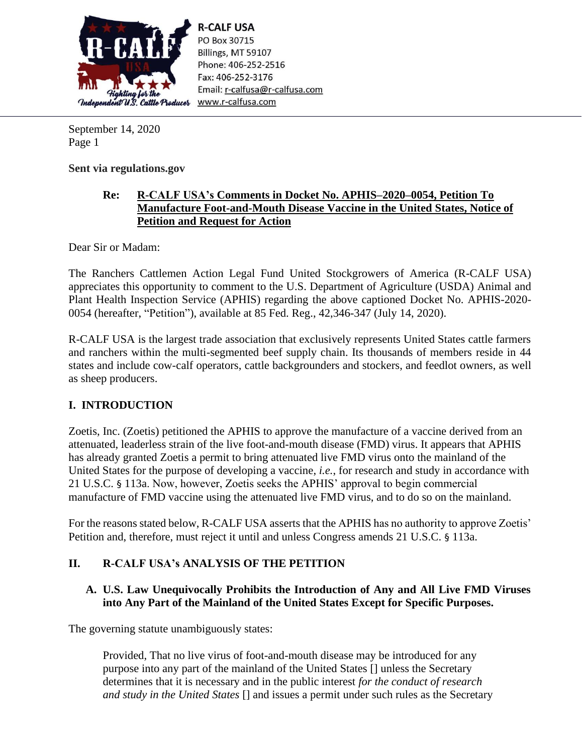**R-CALF USA**
PO Box 30715
Billings, MT 59107
Phone: 406-252-2516
Fax: 406-252-3176
Email: r-calfusa@r-calfusa.com
www.r-calfusa.com

September 14, 2020
Page 1

**Sent via regulations.gov**

**Re: R-CALF USA's Comments in Docket No. APHIS–2020–0054, Petition To Manufacture Foot-and-Mouth Disease Vaccine in the United States, Notice of Petition and Request for Action**

Dear Sir or Madam:

The Ranchers Cattlemen Action Legal Fund United Stockgrowers of America (R-CALF USA) appreciates this opportunity to comment to the U.S. Department of Agriculture (USDA) Animal and Plant Health Inspection Service (APHIS) regarding the above captioned Docket No. APHIS-2020-0054 (hereafter, "Petition"), available at 85 Fed. Reg., 42,346-347 (July 14, 2020).

R-CALF USA is the largest trade association that exclusively represents United States cattle farmers and ranchers within the multi-segmented beef supply chain. Its thousands of members reside in 44 states and include cow-calf operators, cattle backgrounders and stockers, and feedlot owners, as well as sheep producers.

## I. INTRODUCTION

Zoetis, Inc. (Zoetis) petitioned the APHIS to approve the manufacture of a vaccine derived from an attenuated, leaderless strain of the live foot-and-mouth disease (FMD) virus. It appears that APHIS has already granted Zoetis a permit to bring attenuated live FMD virus onto the mainland of the United States for the purpose of developing a vaccine, *i.e.*, for research and study in accordance with 21 U.S.C. § 113a. Now, however, Zoetis seeks the APHIS' approval to begin commercial manufacture of FMD vaccine using the attenuated live FMD virus, and to do so on the mainland.

For the reasons stated below, R-CALF USA asserts that the APHIS has no authority to approve Zoetis' Petition and, therefore, must reject it until and unless Congress amends 21 U.S.C. § 113a.

## II. R-CALF USA's ANALYSIS OF THE PETITION

### A. U.S. Law Unequivocally Prohibits the Introduction of Any and All Live FMD Viruses into Any Part of the Mainland of the United States Except for Specific Purposes.

The governing statute unambiguously states:

> Provided, That no live virus of foot-and-mouth disease may be introduced for any purpose into any part of the mainland of the United States [] unless the Secretary determines that it is necessary and in the public interest *for the conduct of research and study in the United States* [] and issues a permit under such rules as the Secretary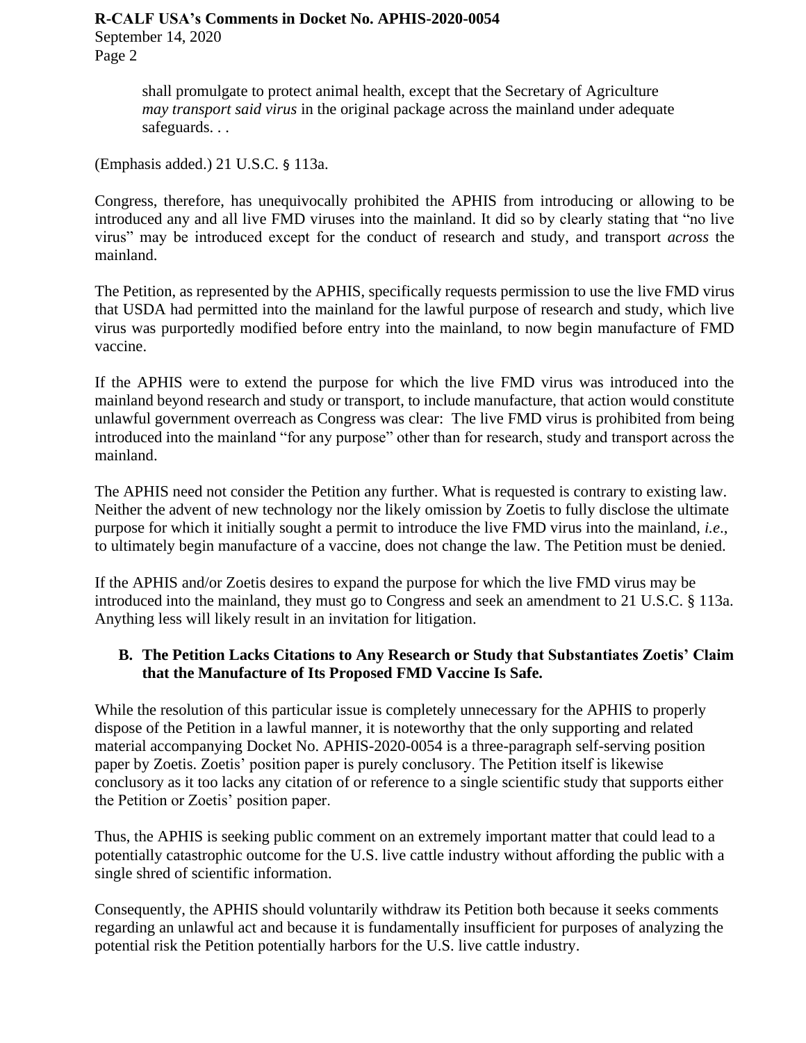> shall promulgate to protect animal health, except that the Secretary of Agriculture *may transport said virus* in the original package across the mainland under adequate safeguards. . .

(Emphasis added.) 21 U.S.C. § 113a.

Congress, therefore, has unequivocally prohibited the APHIS from introducing or allowing to be introduced any and all live FMD viruses into the mainland. It did so by clearly stating that "no live virus" may be introduced except for the conduct of research and study, and transport *across* the mainland.

The Petition, as represented by the APHIS, specifically requests permission to use the live FMD virus that USDA had permitted into the mainland for the lawful purpose of research and study, which live virus was purportedly modified before entry into the mainland, to now begin manufacture of FMD vaccine.

If the APHIS were to extend the purpose for which the live FMD virus was introduced into the mainland beyond research and study or transport, to include manufacture, that action would constitute unlawful government overreach as Congress was clear: The live FMD virus is prohibited from being introduced into the mainland "for any purpose" other than for research, study and transport across the mainland.

The APHIS need not consider the Petition any further. What is requested is contrary to existing law. Neither the advent of new technology nor the likely omission by Zoetis to fully disclose the ultimate purpose for which it initially sought a permit to introduce the live FMD virus into the mainland, *i.e*., to ultimately begin manufacture of a vaccine, does not change the law. The Petition must be denied.

If the APHIS and/or Zoetis desires to expand the purpose for which the live FMD virus may be introduced into the mainland, they must go to Congress and seek an amendment to 21 U.S.C. § 113a. Anything less will likely result in an invitation for litigation.

### B. The Petition Lacks Citations to Any Research or Study that Substantiates Zoetis' Claim that the Manufacture of Its Proposed FMD Vaccine Is Safe.

While the resolution of this particular issue is completely unnecessary for the APHIS to properly dispose of the Petition in a lawful manner, it is noteworthy that the only supporting and related material accompanying Docket No. APHIS-2020-0054 is a three-paragraph self-serving position paper by Zoetis. Zoetis' position paper is purely conclusory. The Petition itself is likewise conclusory as it too lacks any citation of or reference to a single scientific study that supports either the Petition or Zoetis' position paper.

Thus, the APHIS is seeking public comment on an extremely important matter that could lead to a potentially catastrophic outcome for the U.S. live cattle industry without affording the public with a single shred of scientific information.

Consequently, the APHIS should voluntarily withdraw its Petition both because it seeks comments regarding an unlawful act and because it is fundamentally insufficient for purposes of analyzing the potential risk the Petition potentially harbors for the U.S. live cattle industry.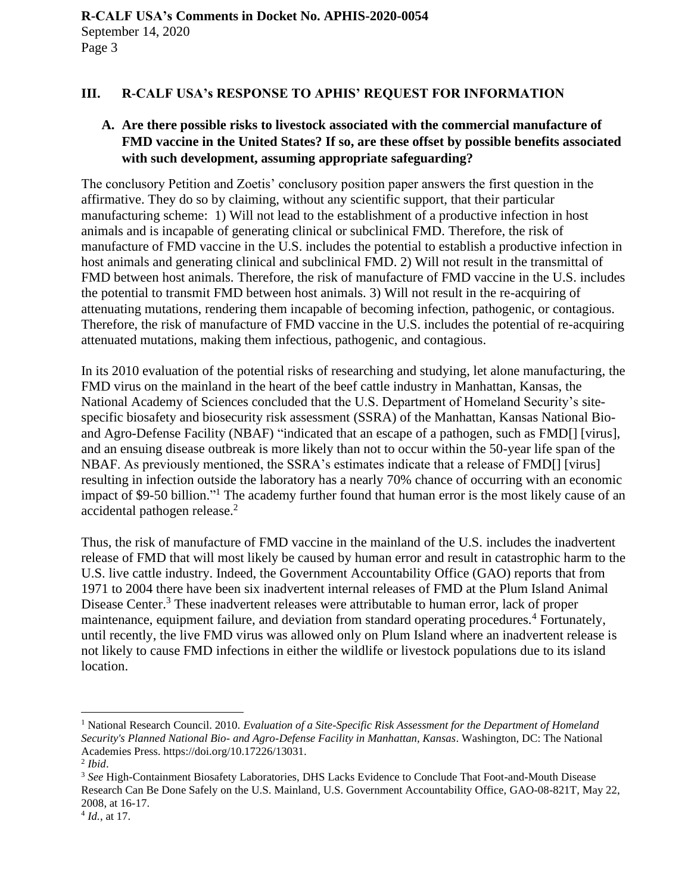## III. R-CALF USA's RESPONSE TO APHIS' REQUEST FOR INFORMATION

### A. Are there possible risks to livestock associated with the commercial manufacture of FMD vaccine in the United States? If so, are these offset by possible benefits associated with such development, assuming appropriate safeguarding?

The conclusory Petition and Zoetis' conclusory position paper answers the first question in the affirmative. They do so by claiming, without any scientific support, that their particular manufacturing scheme: 1) Will not lead to the establishment of a productive infection in host animals and is incapable of generating clinical or subclinical FMD. Therefore, the risk of manufacture of FMD vaccine in the U.S. includes the potential to establish a productive infection in host animals and generating clinical and subclinical FMD. 2) Will not result in the transmittal of FMD between host animals. Therefore, the risk of manufacture of FMD vaccine in the U.S. includes the potential to transmit FMD between host animals. 3) Will not result in the re-acquiring of attenuating mutations, rendering them incapable of becoming infection, pathogenic, or contagious. Therefore, the risk of manufacture of FMD vaccine in the U.S. includes the potential of re-acquiring attenuated mutations, making them infectious, pathogenic, and contagious.

In its 2010 evaluation of the potential risks of researching and studying, let alone manufacturing, the FMD virus on the mainland in the heart of the beef cattle industry in Manhattan, Kansas, the National Academy of Sciences concluded that the U.S. Department of Homeland Security's site-specific biosafety and biosecurity risk assessment (SSRA) of the Manhattan, Kansas National Bio- and Agro-Defense Facility (NBAF) "indicated that an escape of a pathogen, such as FMD[] [virus], and an ensuing disease outbreak is more likely than not to occur within the 50-year life span of the NBAF. As previously mentioned, the SSRA's estimates indicate that a release of FMD[] [virus] resulting in infection outside the laboratory has a nearly 70% chance of occurring with an economic impact of $9-50 billion."[1] The academy further found that human error is the most likely cause of an accidental pathogen release.[2]

Thus, the risk of manufacture of FMD vaccine in the mainland of the U.S. includes the inadvertent release of FMD that will most likely be caused by human error and result in catastrophic harm to the U.S. live cattle industry. Indeed, the Government Accountability Office (GAO) reports that from 1971 to 2004 there have been six inadvertent internal releases of FMD at the Plum Island Animal Disease Center.[3] These inadvertent releases were attributable to human error, lack of proper maintenance, equipment failure, and deviation from standard operating procedures.[4] Fortunately, until recently, the live FMD virus was allowed only on Plum Island where an inadvertent release is not likely to cause FMD infections in either the wildlife or livestock populations due to its island location.

---

[1] National Research Council. 2010. *Evaluation of a Site-Specific Risk Assessment for the Department of Homeland Security's Planned National Bio- and Agro-Defense Facility in Manhattan, Kansas*. Washington, DC: The National Academies Press. https://doi.org/10.17226/13031.

[2] *Ibid*.

[3] *See* High-Containment Biosafety Laboratories, DHS Lacks Evidence to Conclude That Foot-and-Mouth Disease Research Can Be Done Safely on the U.S. Mainland, U.S. Government Accountability Office, GAO-08-821T, May 22, 2008, at 16-17.

[4] *Id.*, at 17.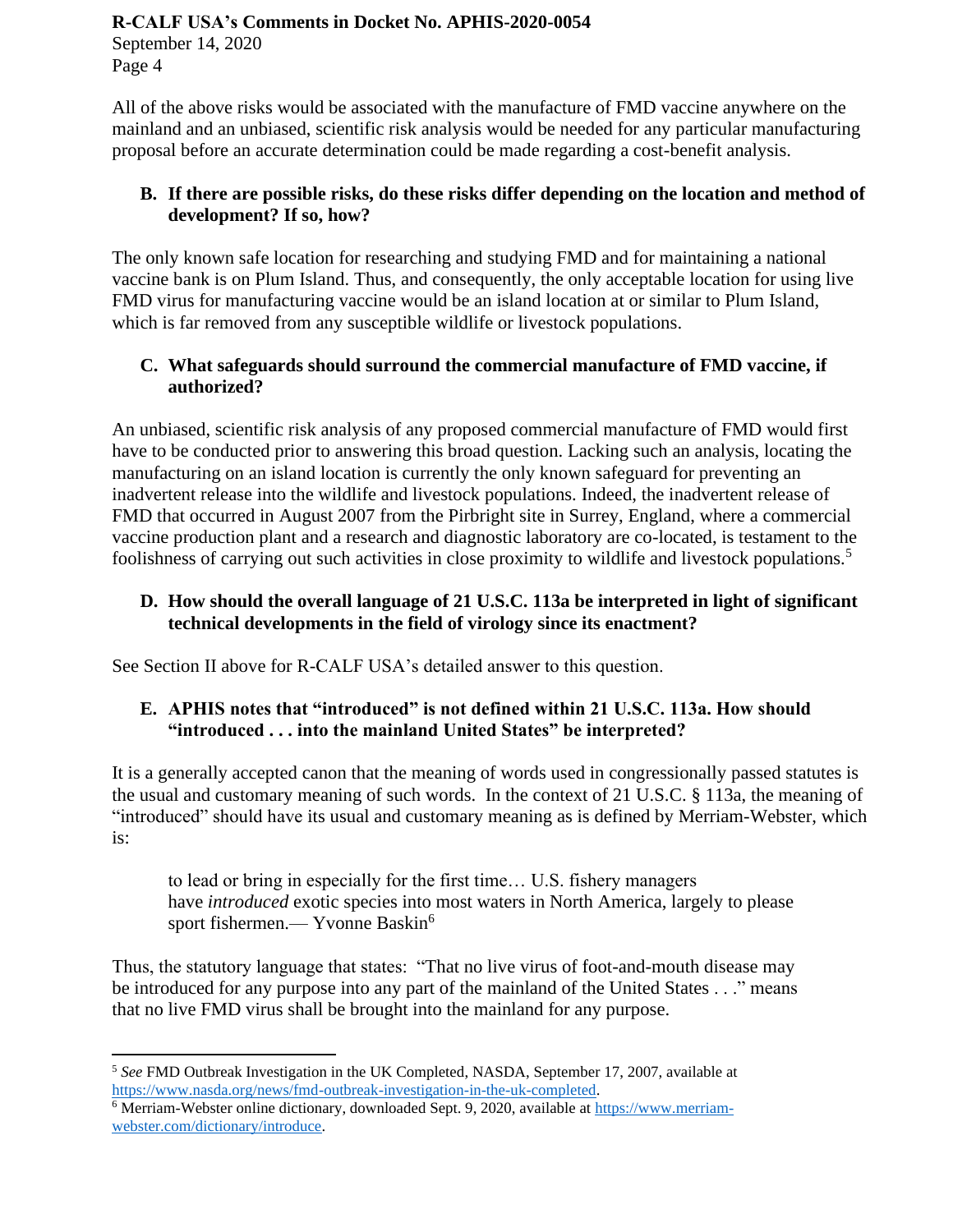All of the above risks would be associated with the manufacture of FMD vaccine anywhere on the mainland and an unbiased, scientific risk analysis would be needed for any particular manufacturing proposal before an accurate determination could be made regarding a cost-benefit analysis.

### B. If there are possible risks, do these risks differ depending on the location and method of development? If so, how?

The only known safe location for researching and studying FMD and for maintaining a national vaccine bank is on Plum Island. Thus, and consequently, the only acceptable location for using live FMD virus for manufacturing vaccine would be an island location at or similar to Plum Island, which is far removed from any susceptible wildlife or livestock populations.

### C. What safeguards should surround the commercial manufacture of FMD vaccine, if authorized?

An unbiased, scientific risk analysis of any proposed commercial manufacture of FMD would first have to be conducted prior to answering this broad question. Lacking such an analysis, locating the manufacturing on an island location is currently the only known safeguard for preventing an inadvertent release into the wildlife and livestock populations. Indeed, the inadvertent release of FMD that occurred in August 2007 from the Pirbright site in Surrey, England, where a commercial vaccine production plant and a research and diagnostic laboratory are co-located, is testament to the foolishness of carrying out such activities in close proximity to wildlife and livestock populations.[5]

### D. How should the overall language of 21 U.S.C. 113a be interpreted in light of significant technical developments in the field of virology since its enactment?

See Section II above for R-CALF USA's detailed answer to this question.

### E. APHIS notes that "introduced" is not defined within 21 U.S.C. 113a. How should "introduced . . . into the mainland United States" be interpreted?

It is a generally accepted canon that the meaning of words used in congressionally passed statutes is the usual and customary meaning of such words. In the context of 21 U.S.C. § 113a, the meaning of "introduced" should have its usual and customary meaning as is defined by Merriam-Webster, which is:

> to lead or bring in especially for the first time… U.S. fishery managers have *introduced* exotic species into most waters in North America, largely to please sport fishermen.— Yvonne Baskin[6]

Thus, the statutory language that states: "That no live virus of foot-and-mouth disease may be introduced for any purpose into any part of the mainland of the United States . . ." means that no live FMD virus shall be brought into the mainland for any purpose.

---

[5] *See* FMD Outbreak Investigation in the UK Completed, NASDA, September 17, 2007, available at https://www.nasda.org/news/fmd-outbreak-investigation-in-the-uk-completed.

[6] Merriam-Webster online dictionary, downloaded Sept. 9, 2020, available at https://www.merriam-webster.com/dictionary/introduce.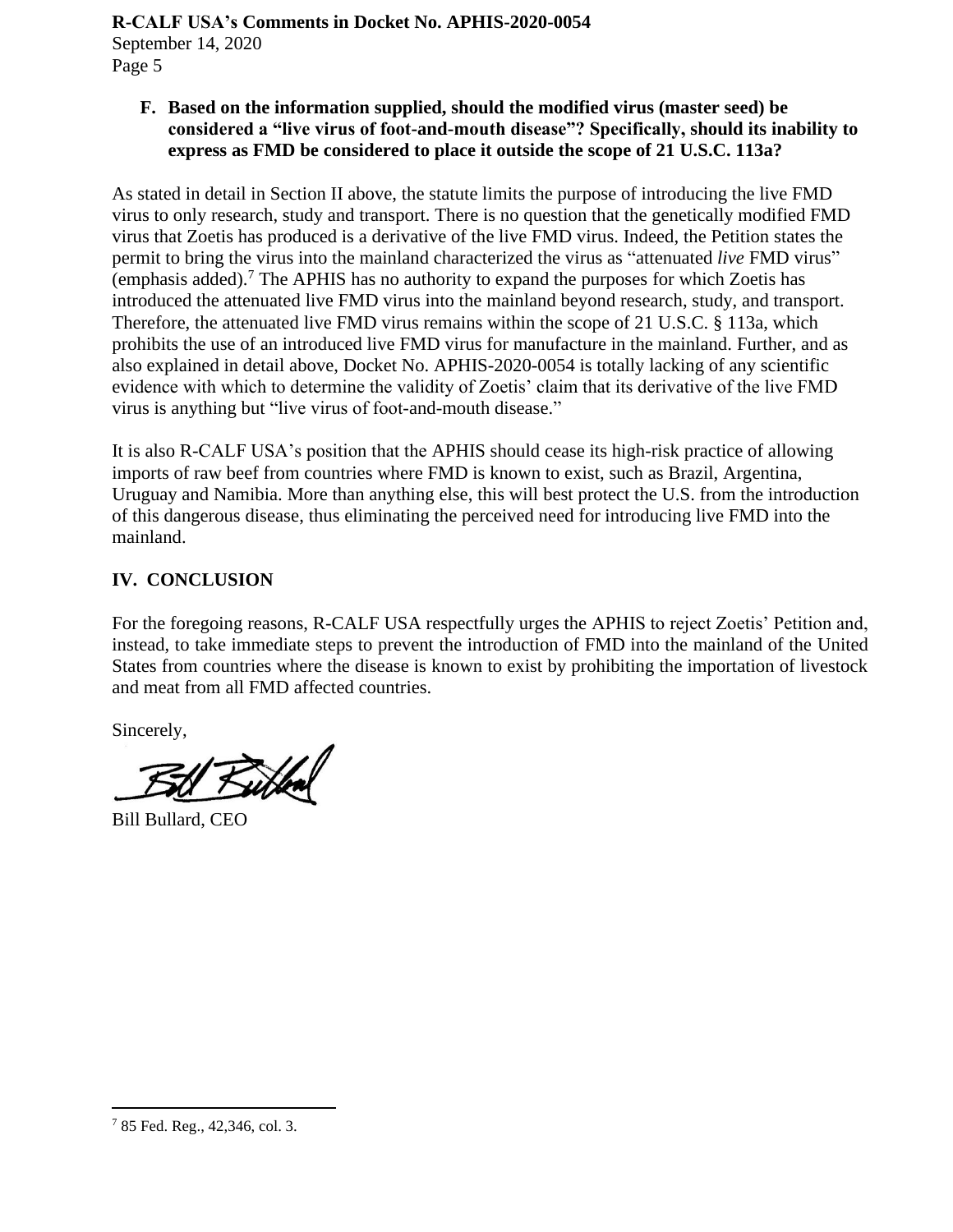### F. Based on the information supplied, should the modified virus (master seed) be considered a "live virus of foot-and-mouth disease"? Specifically, should its inability to express as FMD be considered to place it outside the scope of 21 U.S.C. 113a?

As stated in detail in Section II above, the statute limits the purpose of introducing the live FMD virus to only research, study and transport. There is no question that the genetically modified FMD virus that Zoetis has produced is a derivative of the live FMD virus. Indeed, the Petition states the permit to bring the virus into the mainland characterized the virus as "attenuated *live* FMD virus" (emphasis added).[7] The APHIS has no authority to expand the purposes for which Zoetis has introduced the attenuated live FMD virus into the mainland beyond research, study, and transport. Therefore, the attenuated live FMD virus remains within the scope of 21 U.S.C. § 113a, which prohibits the use of an introduced live FMD virus for manufacture in the mainland. Further, and as also explained in detail above, Docket No. APHIS-2020-0054 is totally lacking of any scientific evidence with which to determine the validity of Zoetis' claim that its derivative of the live FMD virus is anything but "live virus of foot-and-mouth disease."

It is also R-CALF USA's position that the APHIS should cease its high-risk practice of allowing imports of raw beef from countries where FMD is known to exist, such as Brazil, Argentina, Uruguay and Namibia. More than anything else, this will best protect the U.S. from the introduction of this dangerous disease, thus eliminating the perceived need for introducing live FMD into the mainland.

## IV. CONCLUSION

For the foregoing reasons, R-CALF USA respectfully urges the APHIS to reject Zoetis' Petition and, instead, to take immediate steps to prevent the introduction of FMD into the mainland of the United States from countries where the disease is known to exist by prohibiting the importation of livestock and meat from all FMD affected countries.

Sincerely,

Bill Bullard, CEO

---

[7] 85 Fed. Reg., 42,346, col. 3.